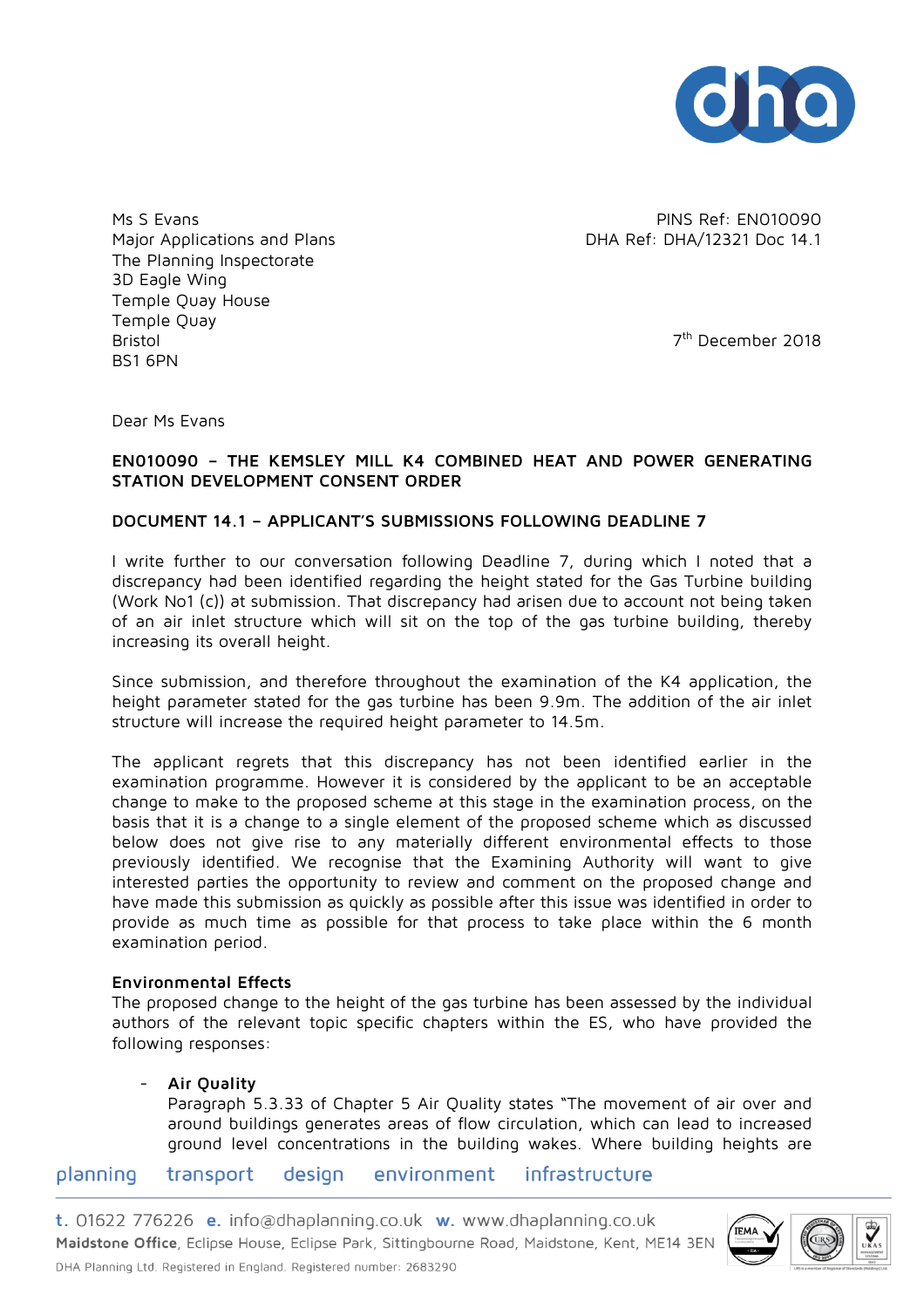Ms S Evans
Major Applications and Plans
The Planning Inspectorate
3D Eagle Wing
Temple Quay House
Temple Quay
Bristol
BS1 6PN

PINS Ref: EN010090
DHA Ref: DHA/12321 Doc 14.1

7th December 2018

Dear Ms Evans

**EN010090 – THE KEMSLEY MILL K4 COMBINED HEAT AND POWER GENERATING STATION DEVELOPMENT CONSENT ORDER**

**DOCUMENT 14.1 – APPLICANT'S SUBMISSIONS FOLLOWING DEADLINE 7**

I write further to our conversation following Deadline 7, during which I noted that a discrepancy had been identified regarding the height stated for the Gas Turbine building (Work No1 (c)) at submission. That discrepancy had arisen due to account not being taken of an air inlet structure which will sit on the top of the gas turbine building, thereby increasing its overall height.

Since submission, and therefore throughout the examination of the K4 application, the height parameter stated for the gas turbine has been 9.9m. The addition of the air inlet structure will increase the required height parameter to 14.5m.

The applicant regrets that this discrepancy has not been identified earlier in the examination programme. However it is considered by the applicant to be an acceptable change to make to the proposed scheme at this stage in the examination process, on the basis that it is a change to a single element of the proposed scheme which as discussed below does not give rise to any materially different environmental effects to those previously identified. We recognise that the Examining Authority will want to give interested parties the opportunity to review and comment on the proposed change and have made this submission as quickly as possible after this issue was identified in order to provide as much time as possible for that process to take place within the 6 month examination period.

**Environmental Effects**

The proposed change to the height of the gas turbine has been assessed by the individual authors of the relevant topic specific chapters within the ES, who have provided the following responses:

- **Air Quality**
  Paragraph 5.3.33 of Chapter 5 Air Quality states "The movement of air over and around buildings generates areas of flow circulation, which can lead to increased ground level concentrations in the building wakes. Where building heights are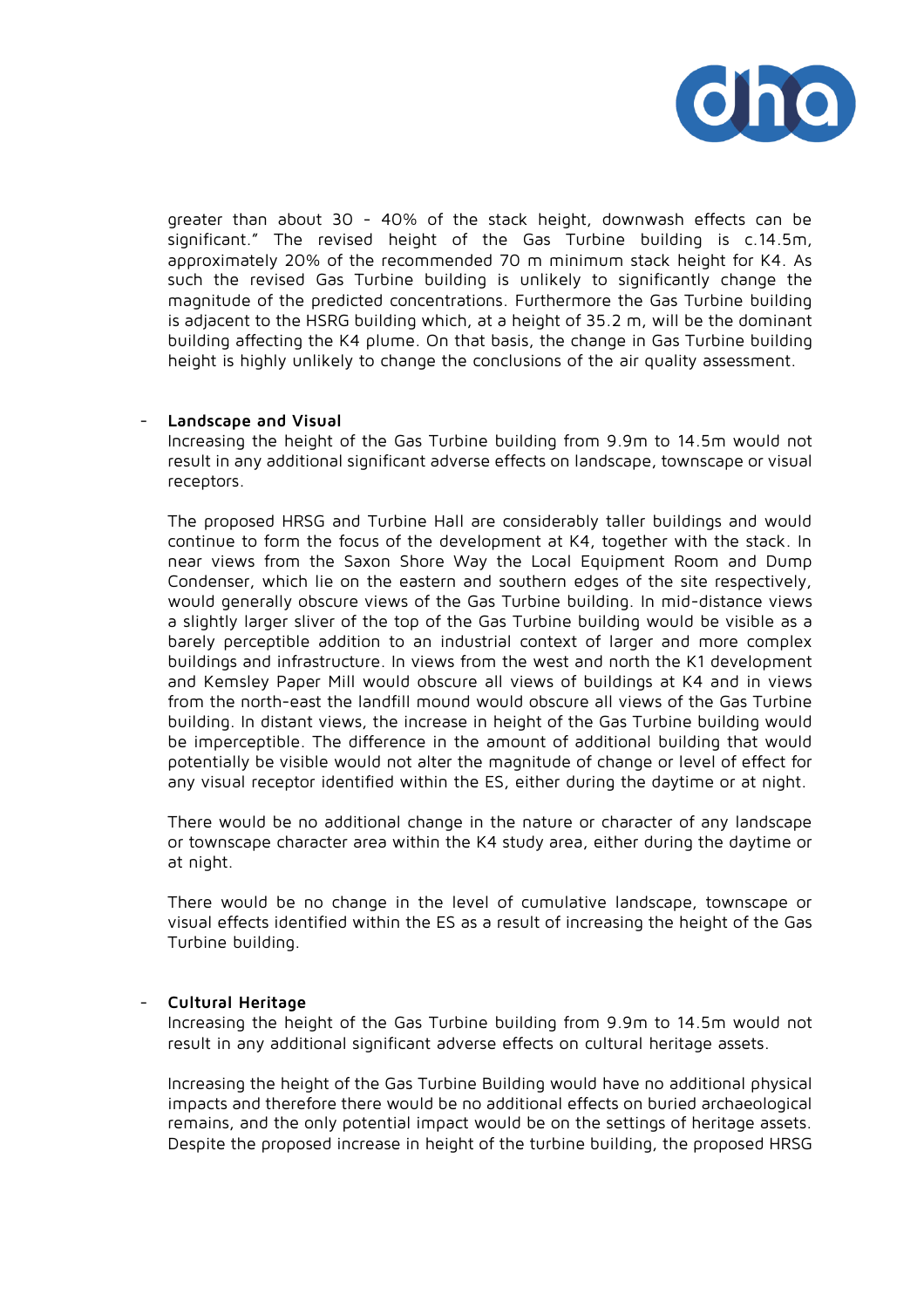greater than about 30 - 40% of the stack height, downwash effects can be significant." The revised height of the Gas Turbine building is c.14.5m, approximately 20% of the recommended 70 m minimum stack height for K4. As such the revised Gas Turbine building is unlikely to significantly change the magnitude of the predicted concentrations. Furthermore the Gas Turbine building is adjacent to the HSRG building which, at a height of 35.2 m, will be the dominant building affecting the K4 plume. On that basis, the change in Gas Turbine building height is highly unlikely to change the conclusions of the air quality assessment.

- **Landscape and Visual**

  Increasing the height of the Gas Turbine building from 9.9m to 14.5m would not result in any additional significant adverse effects on landscape, townscape or visual receptors.

  The proposed HRSG and Turbine Hall are considerably taller buildings and would continue to form the focus of the development at K4, together with the stack. In near views from the Saxon Shore Way the Local Equipment Room and Dump Condenser, which lie on the eastern and southern edges of the site respectively, would generally obscure views of the Gas Turbine building. In mid-distance views a slightly larger sliver of the top of the Gas Turbine building would be visible as a barely perceptible addition to an industrial context of larger and more complex buildings and infrastructure. In views from the west and north the K1 development and Kemsley Paper Mill would obscure all views of buildings at K4 and in views from the north-east the landfill mound would obscure all views of the Gas Turbine building. In distant views, the increase in height of the Gas Turbine building would be imperceptible. The difference in the amount of additional building that would potentially be visible would not alter the magnitude of change or level of effect for any visual receptor identified within the ES, either during the daytime or at night.

  There would be no additional change in the nature or character of any landscape or townscape character area within the K4 study area, either during the daytime or at night.

  There would be no change in the level of cumulative landscape, townscape or visual effects identified within the ES as a result of increasing the height of the Gas Turbine building.

- **Cultural Heritage**

  Increasing the height of the Gas Turbine building from 9.9m to 14.5m would not result in any additional significant adverse effects on cultural heritage assets.

  Increasing the height of the Gas Turbine Building would have no additional physical impacts and therefore there would be no additional effects on buried archaeological remains, and the only potential impact would be on the settings of heritage assets. Despite the proposed increase in height of the turbine building, the proposed HRSG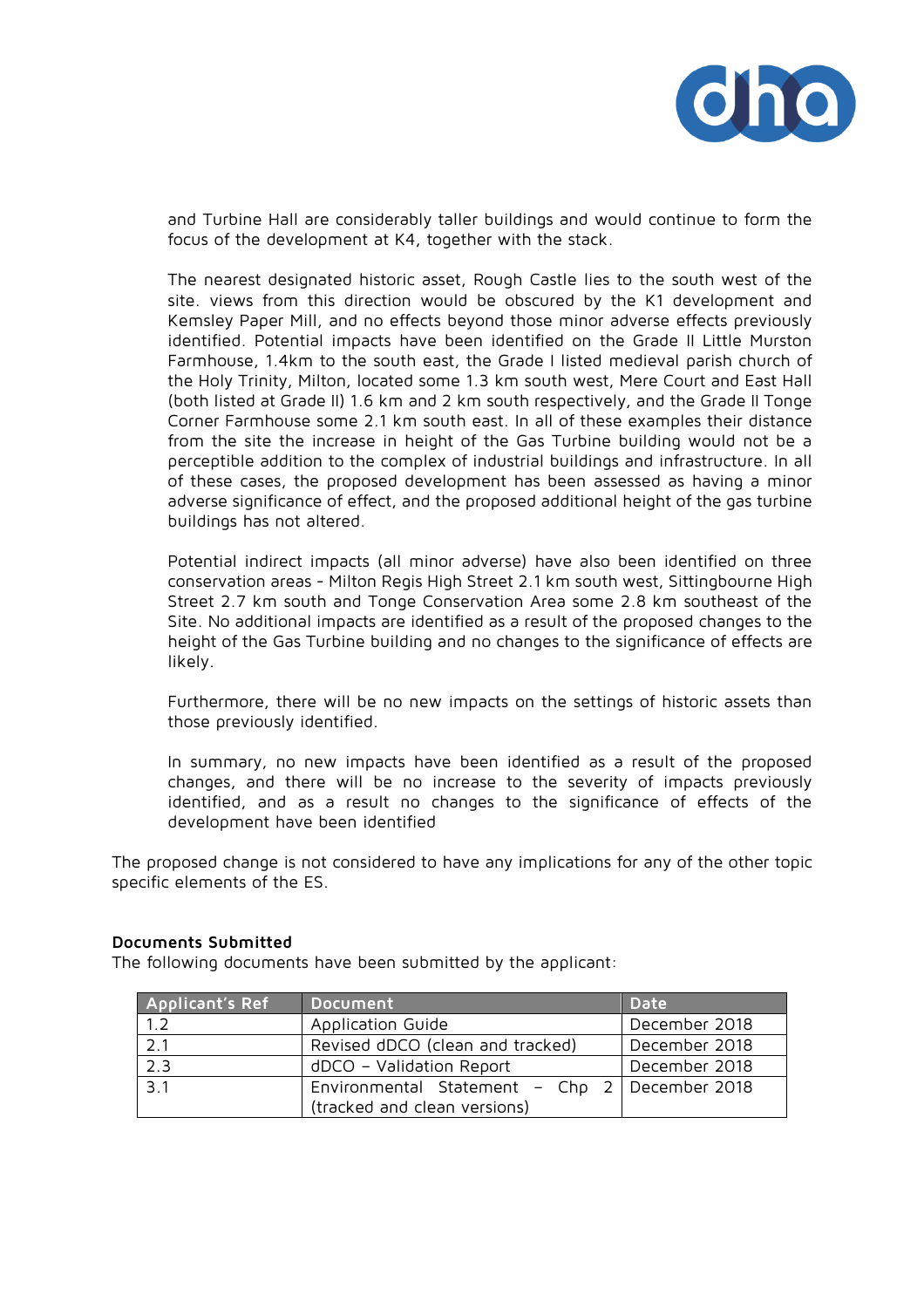and Turbine Hall are considerably taller buildings and would continue to form the focus of the development at K4, together with the stack.

The nearest designated historic asset, Rough Castle lies to the south west of the site. views from this direction would be obscured by the K1 development and Kemsley Paper Mill, and no effects beyond those minor adverse effects previously identified. Potential impacts have been identified on the Grade II Little Murston Farmhouse, 1.4km to the south east, the Grade I listed medieval parish church of the Holy Trinity, Milton, located some 1.3 km south west, Mere Court and East Hall (both listed at Grade II) 1.6 km and 2 km south respectively, and the Grade II Tonge Corner Farmhouse some 2.1 km south east. In all of these examples their distance from the site the increase in height of the Gas Turbine building would not be a perceptible addition to the complex of industrial buildings and infrastructure. In all of these cases, the proposed development has been assessed as having a minor adverse significance of effect, and the proposed additional height of the gas turbine buildings has not altered.

Potential indirect impacts (all minor adverse) have also been identified on three conservation areas - Milton Regis High Street 2.1 km south west, Sittingbourne High Street 2.7 km south and Tonge Conservation Area some 2.8 km southeast of the Site. No additional impacts are identified as a result of the proposed changes to the height of the Gas Turbine building and no changes to the significance of effects are likely.

Furthermore, there will be no new impacts on the settings of historic assets than those previously identified.

In summary, no new impacts have been identified as a result of the proposed changes, and there will be no increase to the severity of impacts previously identified, and as a result no changes to the significance of effects of the development have been identified

The proposed change is not considered to have any implications for any of the other topic specific elements of the ES.

**Documents Submitted**

The following documents have been submitted by the applicant:

| Applicant's Ref | Document | Date |
|---|---|---|
| 1.2 | Application Guide | December 2018 |
| 2.1 | Revised dDCO (clean and tracked) | December 2018 |
| 2.3 | dDCO – Validation Report | December 2018 |
| 3.1 | Environmental Statement – Chp 2 (tracked and clean versions) | December 2018 |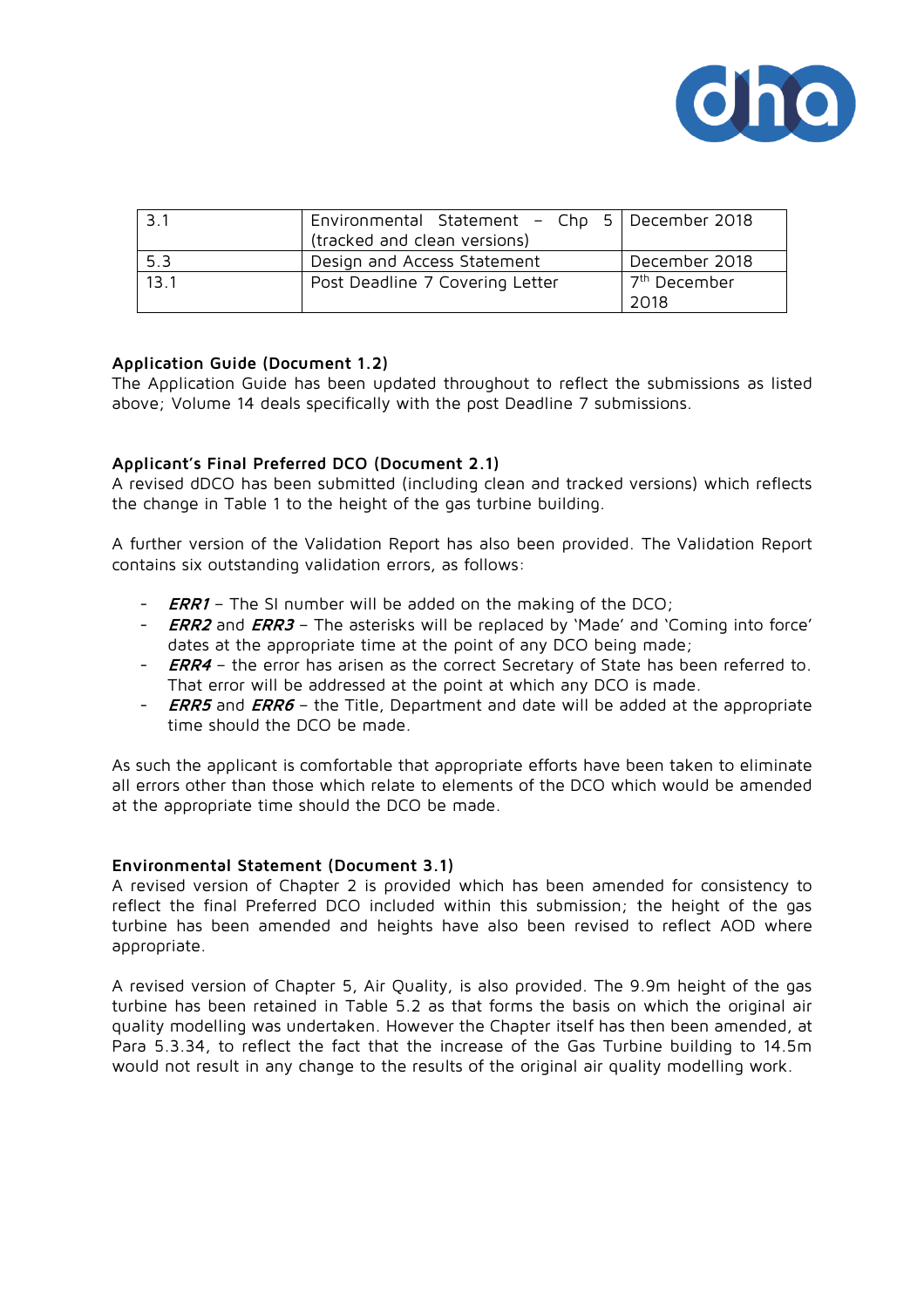| | | |
|---|---|---|
| 3.1 | Environmental Statement – Chp 5 (tracked and clean versions) | December 2018 |
| 5.3 | Design and Access Statement | December 2018 |
| 13.1 | Post Deadline 7 Covering Letter | 7th December 2018 |

**Application Guide (Document 1.2)**

The Application Guide has been updated throughout to reflect the submissions as listed above; Volume 14 deals specifically with the post Deadline 7 submissions.

**Applicant's Final Preferred DCO (Document 2.1)**

A revised dDCO has been submitted (including clean and tracked versions) which reflects the change in Table 1 to the height of the gas turbine building.

A further version of the Validation Report has also been provided. The Validation Report contains six outstanding validation errors, as follows:

- ***ERR1*** – The SI number will be added on the making of the DCO;
- ***ERR2*** and ***ERR3*** – The asterisks will be replaced by 'Made' and 'Coming into force' dates at the appropriate time at the point of any DCO being made;
- ***ERR4*** – the error has arisen as the correct Secretary of State has been referred to. That error will be addressed at the point at which any DCO is made.
- ***ERR5*** and ***ERR6*** – the Title, Department and date will be added at the appropriate time should the DCO be made.

As such the applicant is comfortable that appropriate efforts have been taken to eliminate all errors other than those which relate to elements of the DCO which would be amended at the appropriate time should the DCO be made.

**Environmental Statement (Document 3.1)**

A revised version of Chapter 2 is provided which has been amended for consistency to reflect the final Preferred DCO included within this submission; the height of the gas turbine has been amended and heights have also been revised to reflect AOD where appropriate.

A revised version of Chapter 5, Air Quality, is also provided. The 9.9m height of the gas turbine has been retained in Table 5.2 as that forms the basis on which the original air quality modelling was undertaken. However the Chapter itself has then been amended, at Para 5.3.34, to reflect the fact that the increase of the Gas Turbine building to 14.5m would not result in any change to the results of the original air quality modelling work.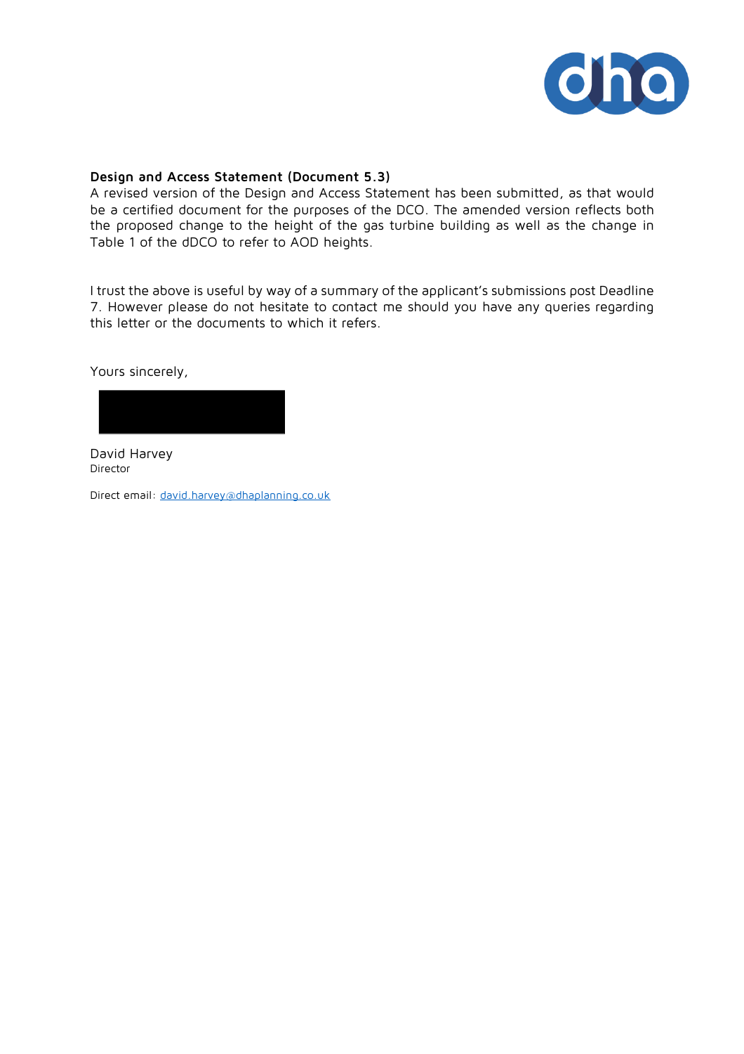**Design and Access Statement (Document 5.3)**

A revised version of the Design and Access Statement has been submitted, as that would be a certified document for the purposes of the DCO. The amended version reflects both the proposed change to the height of the gas turbine building as well as the change in Table 1 of the dDCO to refer to AOD heights.

I trust the above is useful by way of a summary of the applicant's submissions post Deadline 7. However please do not hesitate to contact me should you have any queries regarding this letter or the documents to which it refers.

Yours sincerely,

David Harvey
Director

Direct email: david.harvey@dhaplanning.co.uk